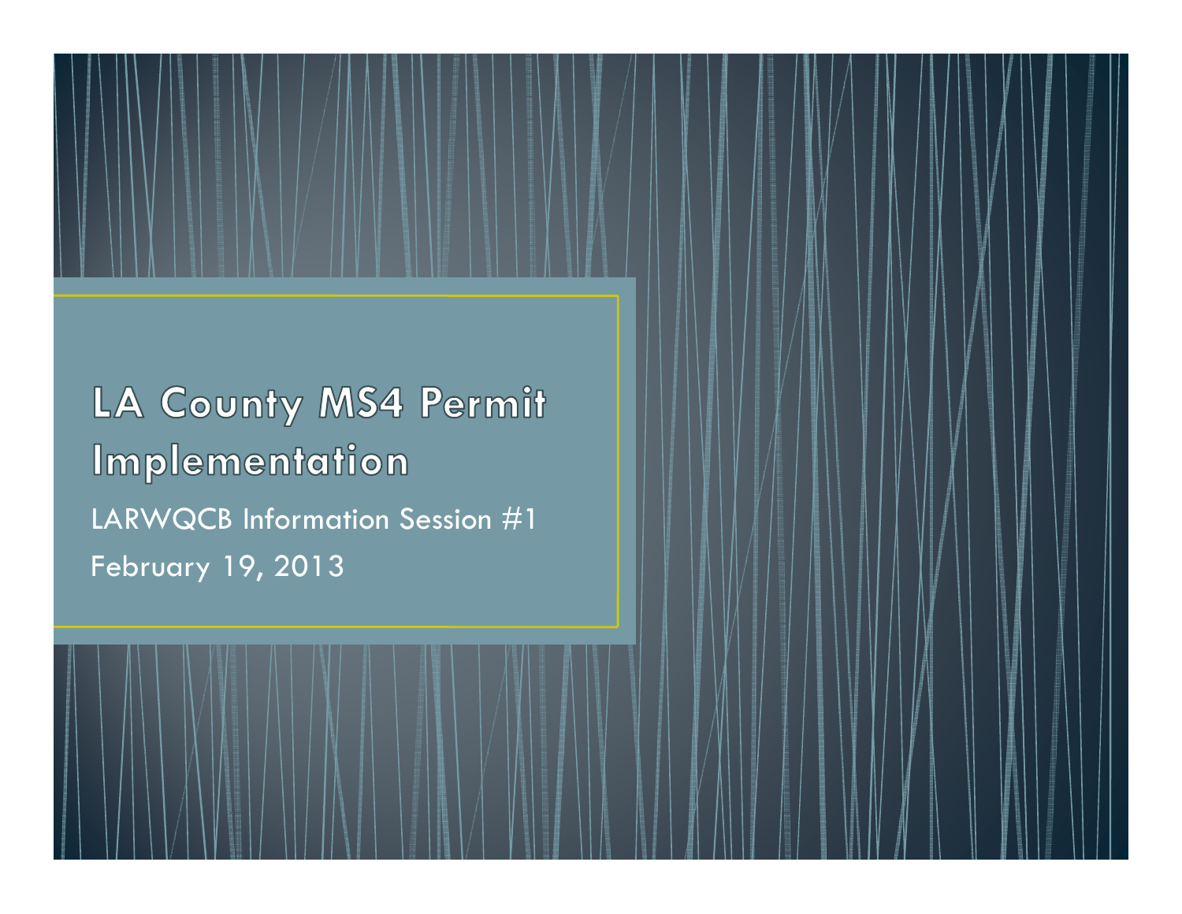# LA County MS4 Permit Implementation

LARWQCB Information Session #1

February 19, 2013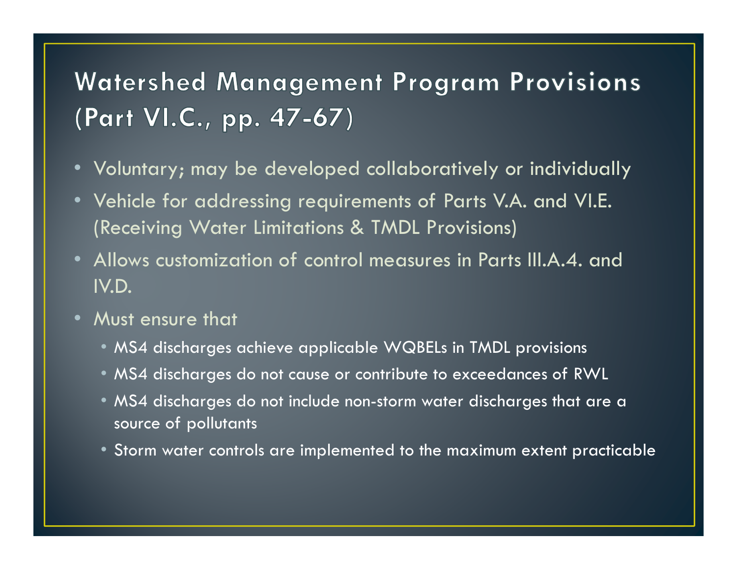# Watershed Management Program Provisions (Part VI.C., pp. 47-67)

- Voluntary; may be developed collaboratively or individually
- Vehicle for addressing requirements of Parts V.A. and VI.E. (Receiving Water Limitations & TMDL Provisions)
- Allows customization of control measures in Parts III.A.4. and IV.D.
- Must ensure that
  - MS4 discharges achieve applicable WQBELs in TMDL provisions
  - MS4 discharges do not cause or contribute to exceedances of RWL
  - MS4 discharges do not include non-storm water discharges that are a source of pollutants
  - Storm water controls are implemented to the maximum extent practicable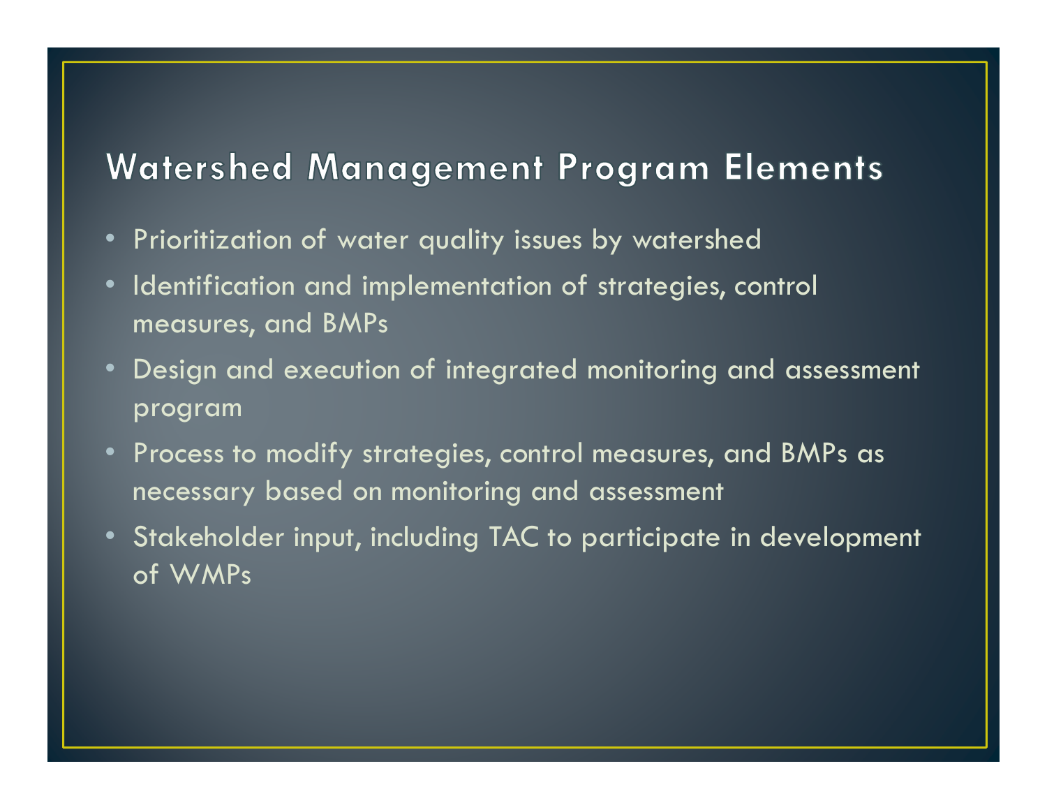## Watershed Management Program Elements

- Prioritization of water quality issues by watershed
- Identification and implementation of strategies, control measures, and BMPs
- Design and execution of integrated monitoring and assessment program
- Process to modify strategies, control measures, and BMPs as necessary based on monitoring and assessment
- Stakeholder input, including TAC to participate in development of WMPs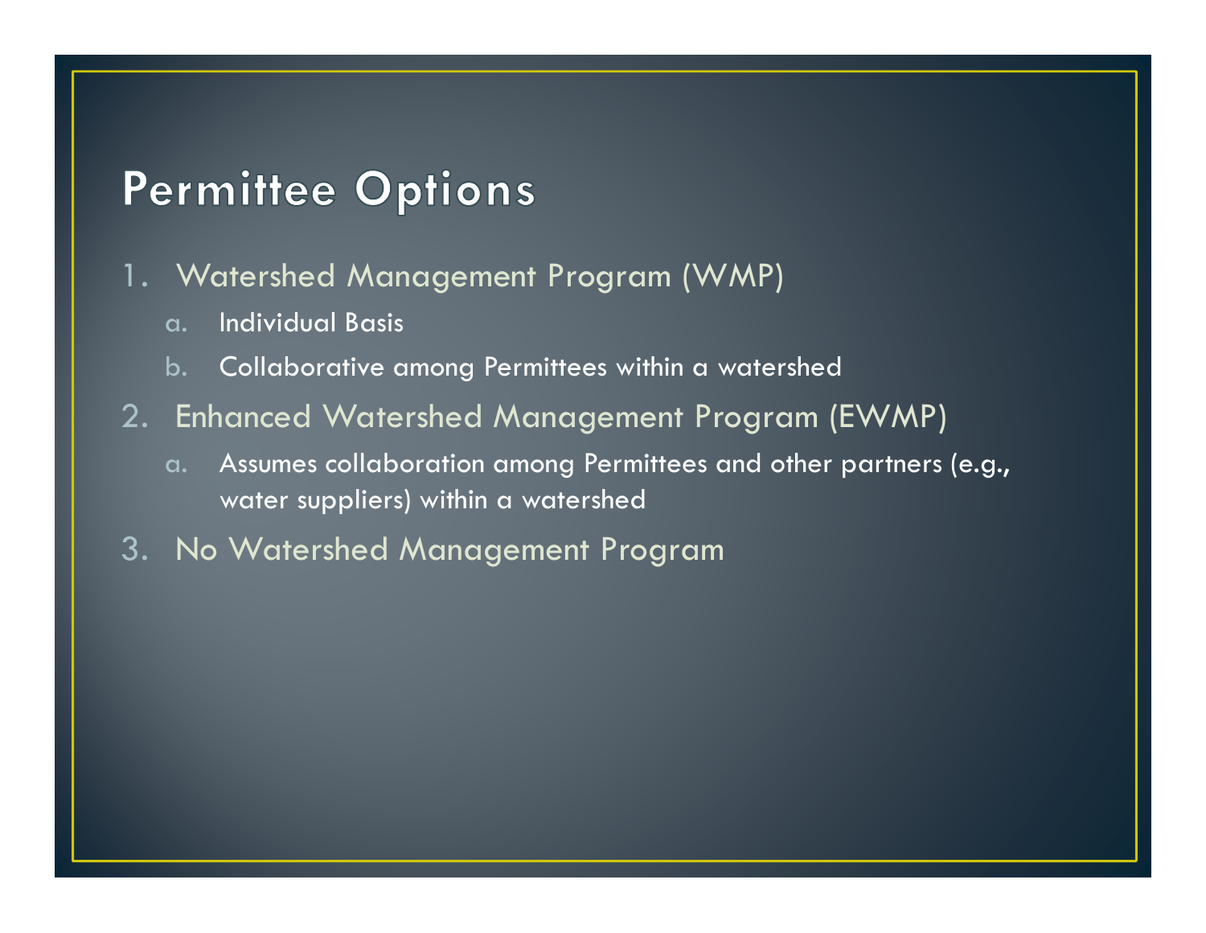# Permittee Options

1. Watershed Management Program (WMP)
   a. Individual Basis
   b. Collaborative among Permittees within a watershed
2. Enhanced Watershed Management Program (EWMP)
   a. Assumes collaboration among Permittees and other partners (e.g., water suppliers) within a watershed
3. No Watershed Management Program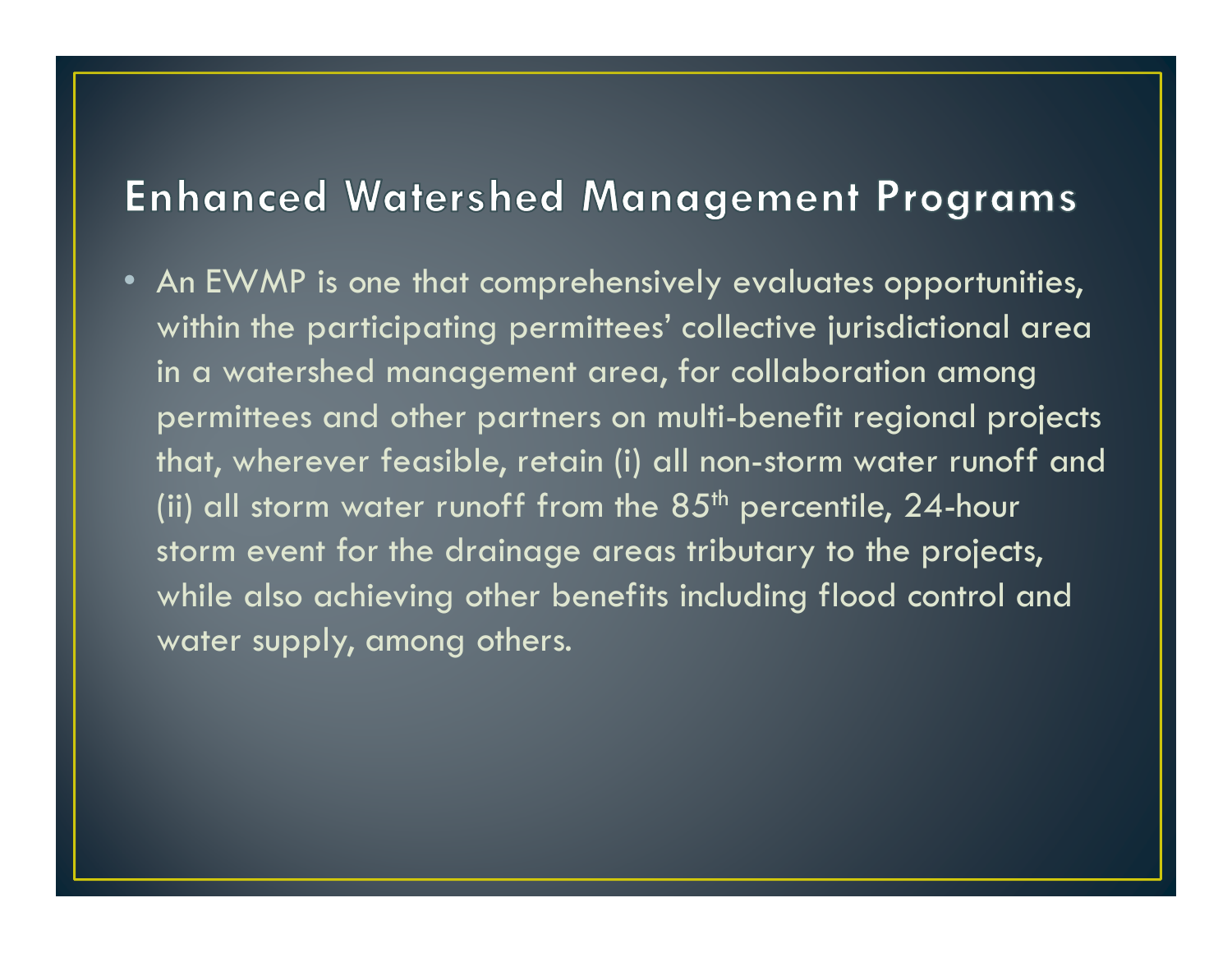## Enhanced Watershed Management Programs

- An EWMP is one that comprehensively evaluates opportunities, within the participating permittees' collective jurisdictional area in a watershed management area, for collaboration among permittees and other partners on multi-benefit regional projects that, wherever feasible, retain (i) all non-storm water runoff and (ii) all storm water runoff from the 85$^{th}$ percentile, 24-hour storm event for the drainage areas tributary to the projects, while also achieving other benefits including flood control and water supply, among others.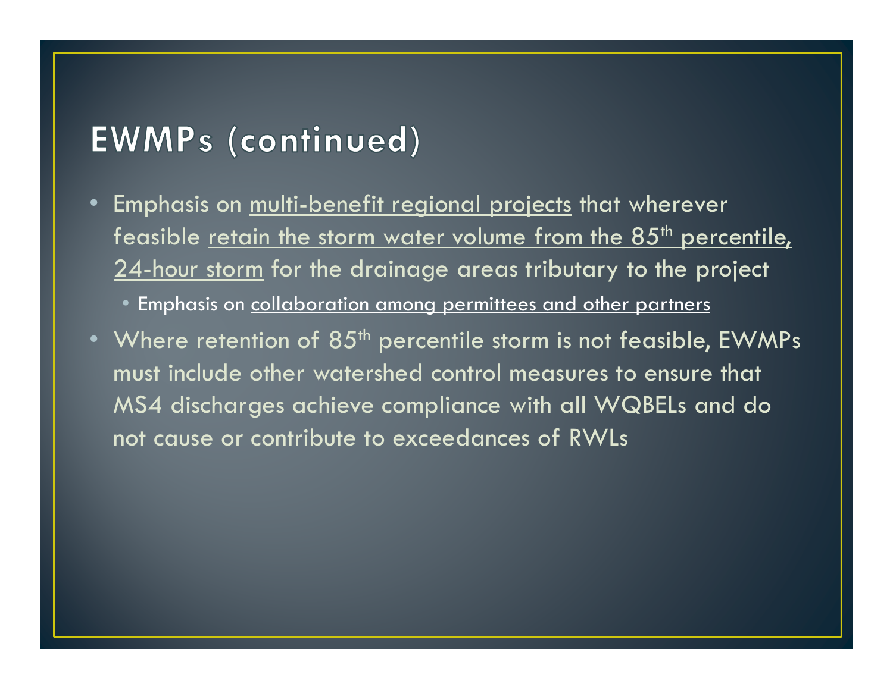# EWMPs (continued)

- Emphasis on multi-benefit regional projects that wherever feasible retain the storm water volume from the 85th percentile, 24-hour storm for the drainage areas tributary to the project
  - Emphasis on collaboration among permittees and other partners
- Where retention of 85th percentile storm is not feasible, EWMPs must include other watershed control measures to ensure that MS4 discharges achieve compliance with all WQBELs and do not cause or contribute to exceedances of RWLs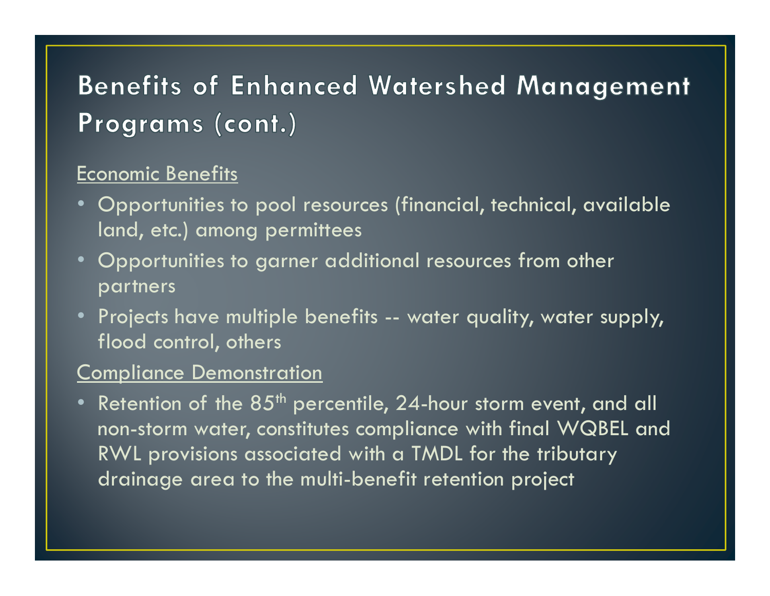# Benefits of Enhanced Watershed Management Programs (cont.)

Economic Benefits

- Opportunities to pool resources (financial, technical, available land, etc.) among permittees
- Opportunities to garner additional resources from other partners
- Projects have multiple benefits -- water quality, water supply, flood control, others

Compliance Demonstration

- Retention of the $85^{th}$ percentile, 24-hour storm event, and all non-storm water, constitutes compliance with final WQBEL and RWL provisions associated with a TMDL for the tributary drainage area to the multi-benefit retention project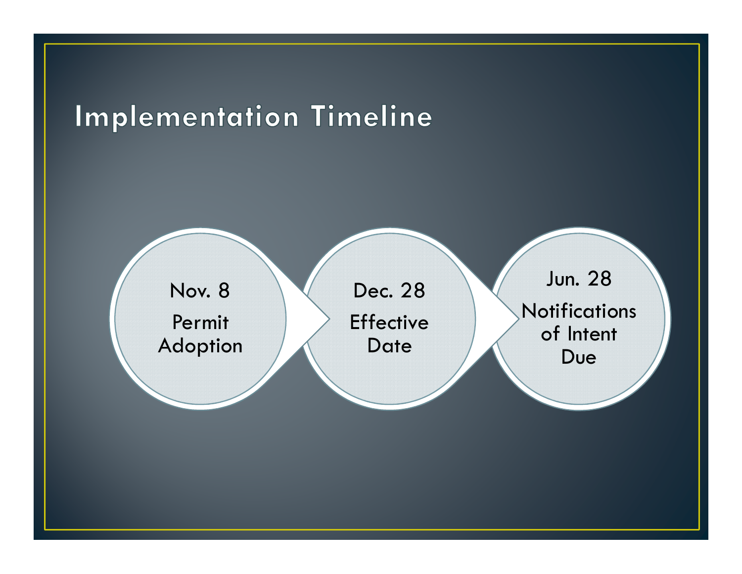# Implementation Timeline

- **Nov. 8** — Permit Adoption
- **Dec. 28** — Effective Date
- **Jun. 28** — Notifications of Intent Due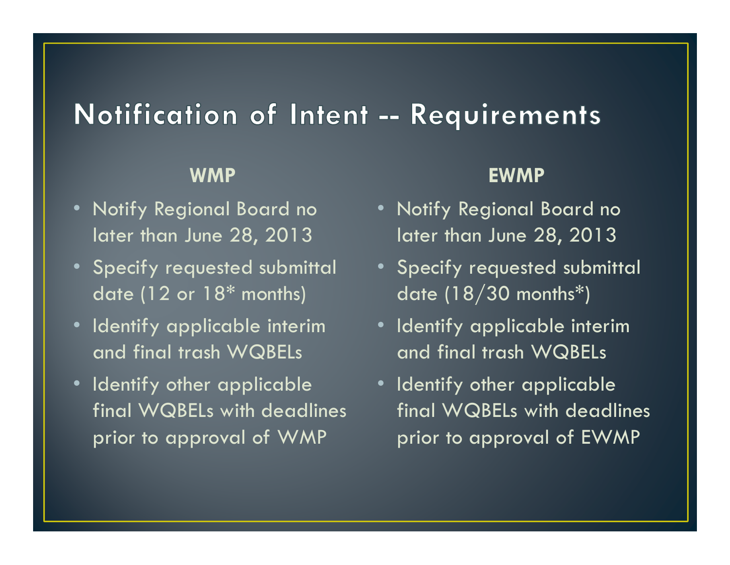# Notification of Intent -- Requirements

**WMP**

- Notify Regional Board no later than June 28, 2013
- Specify requested submittal date (12 or 18* months)
- Identify applicable interim and final trash WQBELs
- Identify other applicable final WQBELs with deadlines prior to approval of WMP

**EWMP**

- Notify Regional Board no later than June 28, 2013
- Specify requested submittal date (18/30 months*)
- Identify applicable interim and final trash WQBELs
- Identify other applicable final WQBELs with deadlines prior to approval of EWMP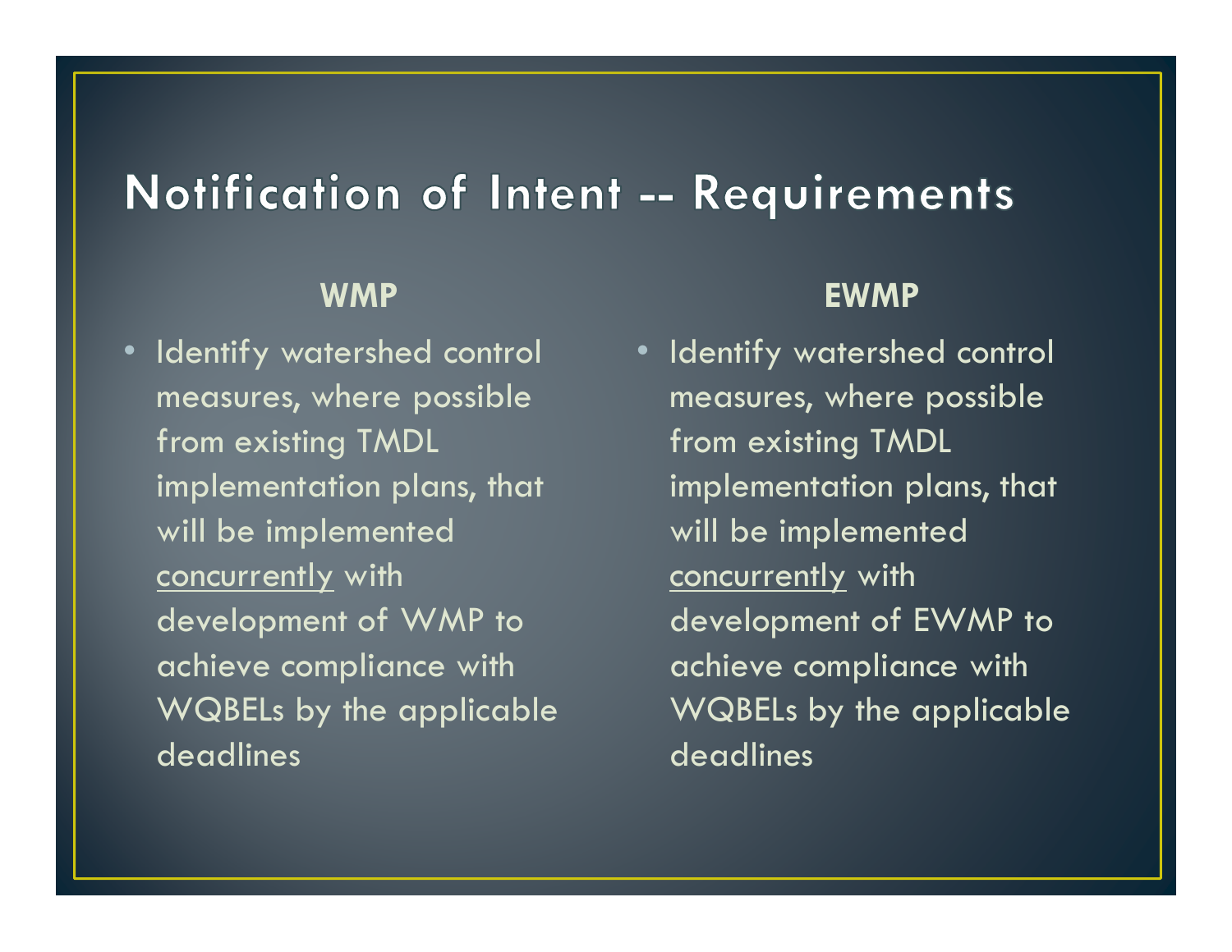# Notification of Intent -- Requirements

**WMP**

- Identify watershed control measures, where possible from existing TMDL implementation plans, that will be implemented <u>concurrently</u> with development of WMP to achieve compliance with WQBELs by the applicable deadlines

**EWMP**

- Identify watershed control measures, where possible from existing TMDL implementation plans, that will be implemented <u>concurrently</u> with development of EWMP to achieve compliance with WQBELs by the applicable deadlines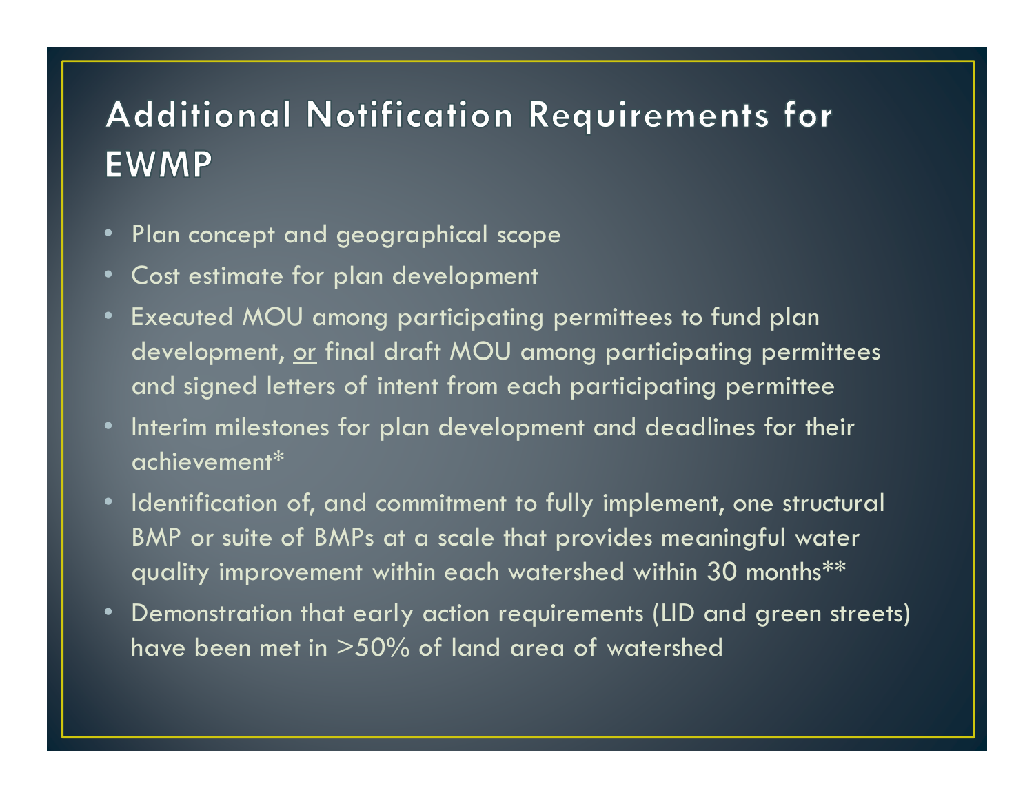## Additional Notification Requirements for EWMP

- Plan concept and geographical scope
- Cost estimate for plan development
- Executed MOU among participating permittees to fund plan development, <u>or</u> final draft MOU among participating permittees and signed letters of intent from each participating permittee
- Interim milestones for plan development and deadlines for their achievement*
- Identification of, and commitment to fully implement, one structural BMP or suite of BMPs at a scale that provides meaningful water quality improvement within each watershed within 30 months**
- Demonstration that early action requirements (LID and green streets) have been met in >50% of land area of watershed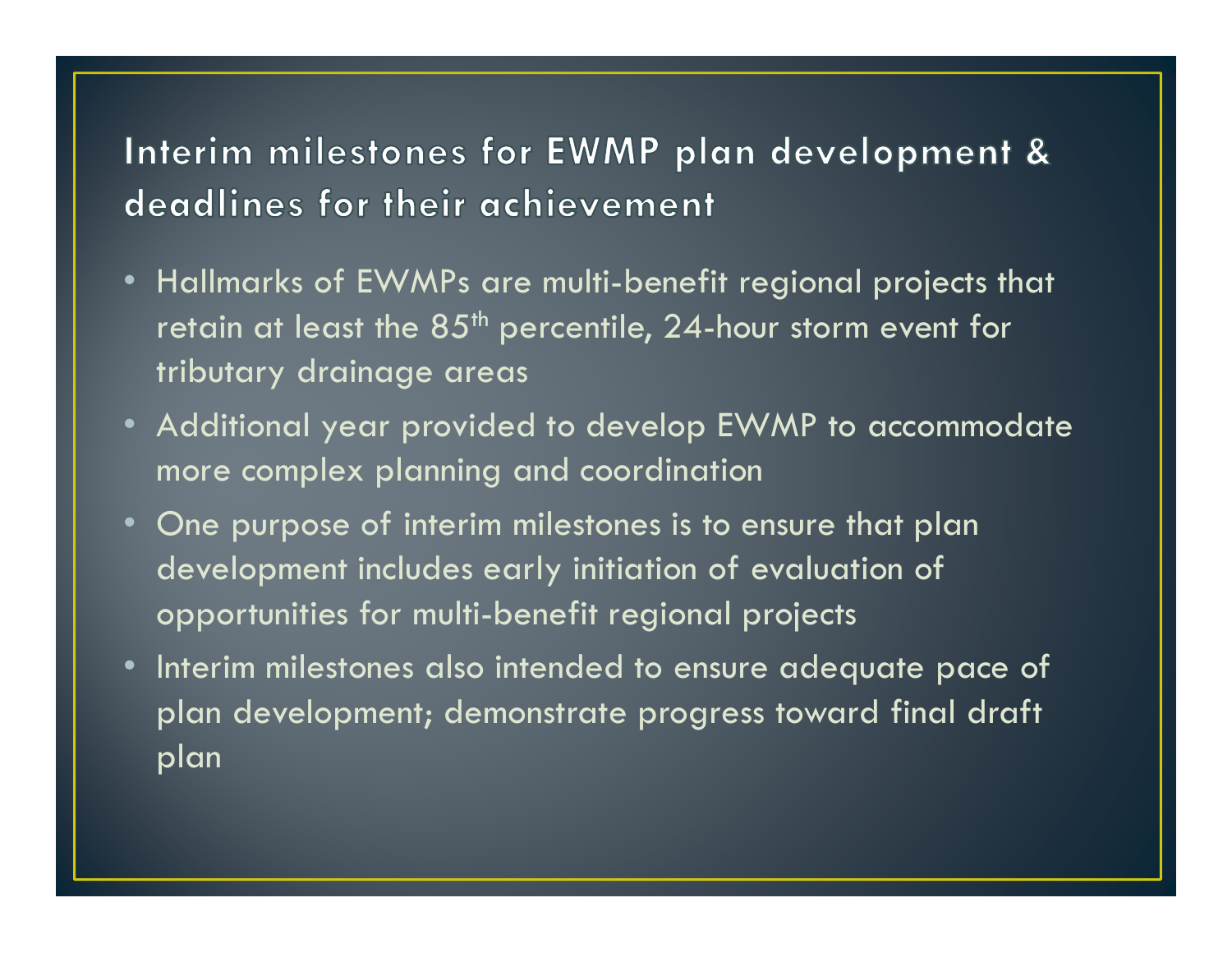## Interim milestones for EWMP plan development & deadlines for their achievement

- Hallmarks of EWMPs are multi-benefit regional projects that retain at least the 85th percentile, 24-hour storm event for tributary drainage areas
- Additional year provided to develop EWMP to accommodate more complex planning and coordination
- One purpose of interim milestones is to ensure that plan development includes early initiation of evaluation of opportunities for multi-benefit regional projects
- Interim milestones also intended to ensure adequate pace of plan development; demonstrate progress toward final draft plan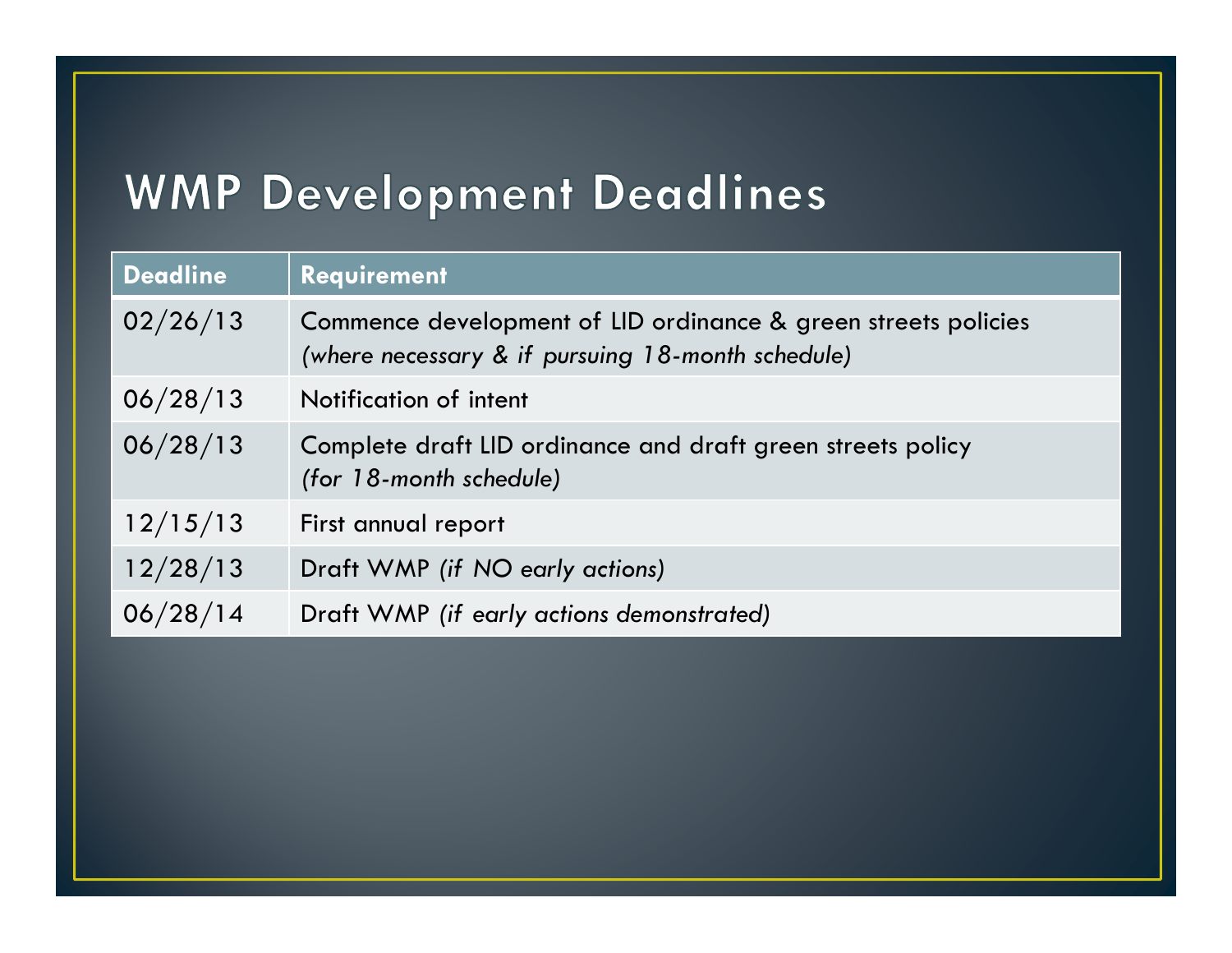# WMP Development Deadlines

| Deadline | Requirement |
|---|---|
| 02/26/13 | Commence development of LID ordinance & green streets policies *(where necessary & if pursuing 18-month schedule)* |
| 06/28/13 | Notification of intent |
| 06/28/13 | Complete draft LID ordinance and draft green streets policy *(for 18-month schedule)* |
| 12/15/13 | First annual report |
| 12/28/13 | Draft WMP *(if NO early actions)* |
| 06/28/14 | Draft WMP *(if early actions demonstrated)* |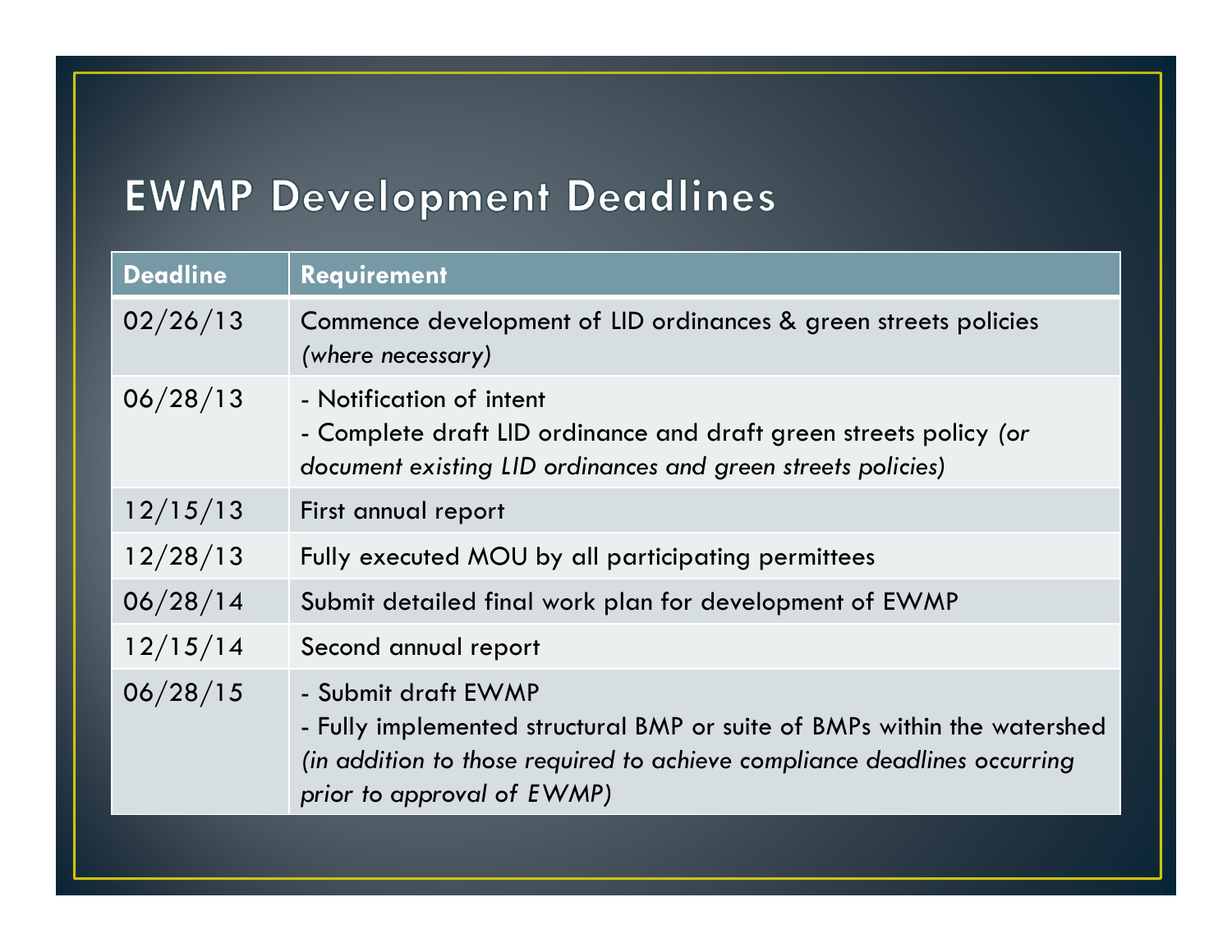# EWMP Development Deadlines

| Deadline | Requirement |
|---|---|
| 02/26/13 | Commence development of LID ordinances & green streets policies *(where necessary)* |
| 06/28/13 | - Notification of intent<br>- Complete draft LID ordinance and draft green streets policy *(or document existing LID ordinances and green streets policies)* |
| 12/15/13 | First annual report |
| 12/28/13 | Fully executed MOU by all participating permittees |
| 06/28/14 | Submit detailed final work plan for development of EWMP |
| 12/15/14 | Second annual report |
| 06/28/15 | - Submit draft EWMP<br>- Fully implemented structural BMP or suite of BMPs within the watershed *(in addition to those required to achieve compliance deadlines occurring prior to approval of EWMP)* |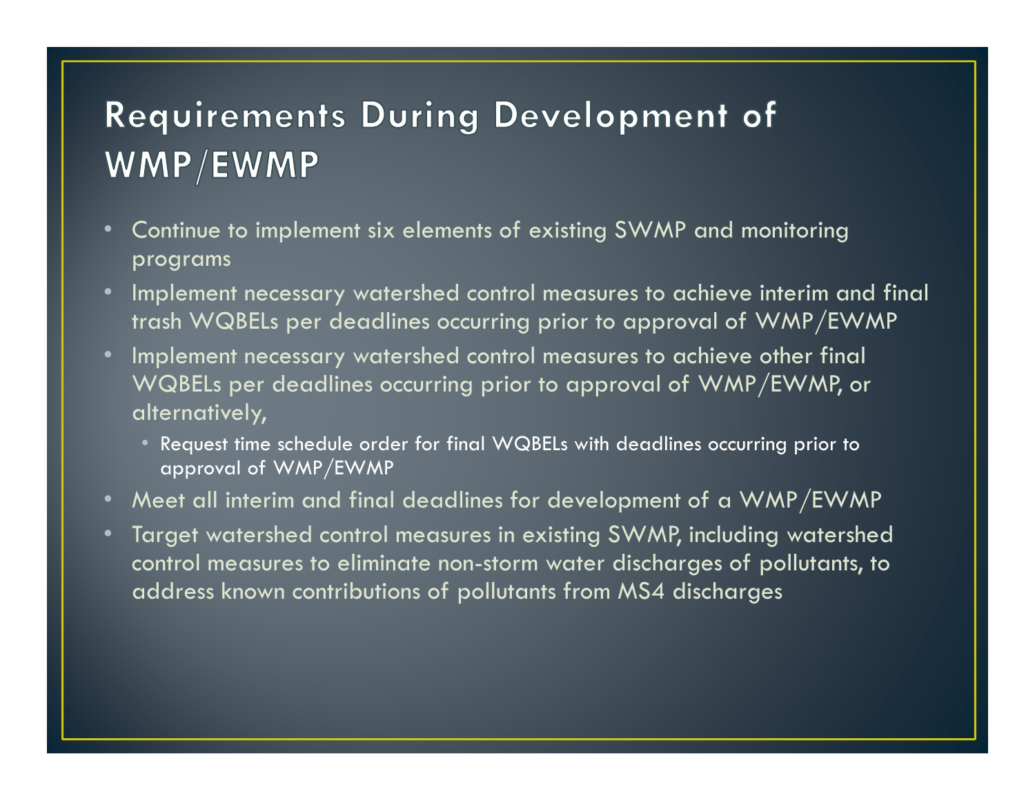# Requirements During Development of WMP/EWMP

- Continue to implement six elements of existing SWMP and monitoring programs
- Implement necessary watershed control measures to achieve interim and final trash WQBELs per deadlines occurring prior to approval of WMP/EWMP
- Implement necessary watershed control measures to achieve other final WQBELs per deadlines occurring prior to approval of WMP/EWMP, or alternatively,
  - Request time schedule order for final WQBELs with deadlines occurring prior to approval of WMP/EWMP
- Meet all interim and final deadlines for development of a WMP/EWMP
- Target watershed control measures in existing SWMP, including watershed control measures to eliminate non-storm water discharges of pollutants, to address known contributions of pollutants from MS4 discharges